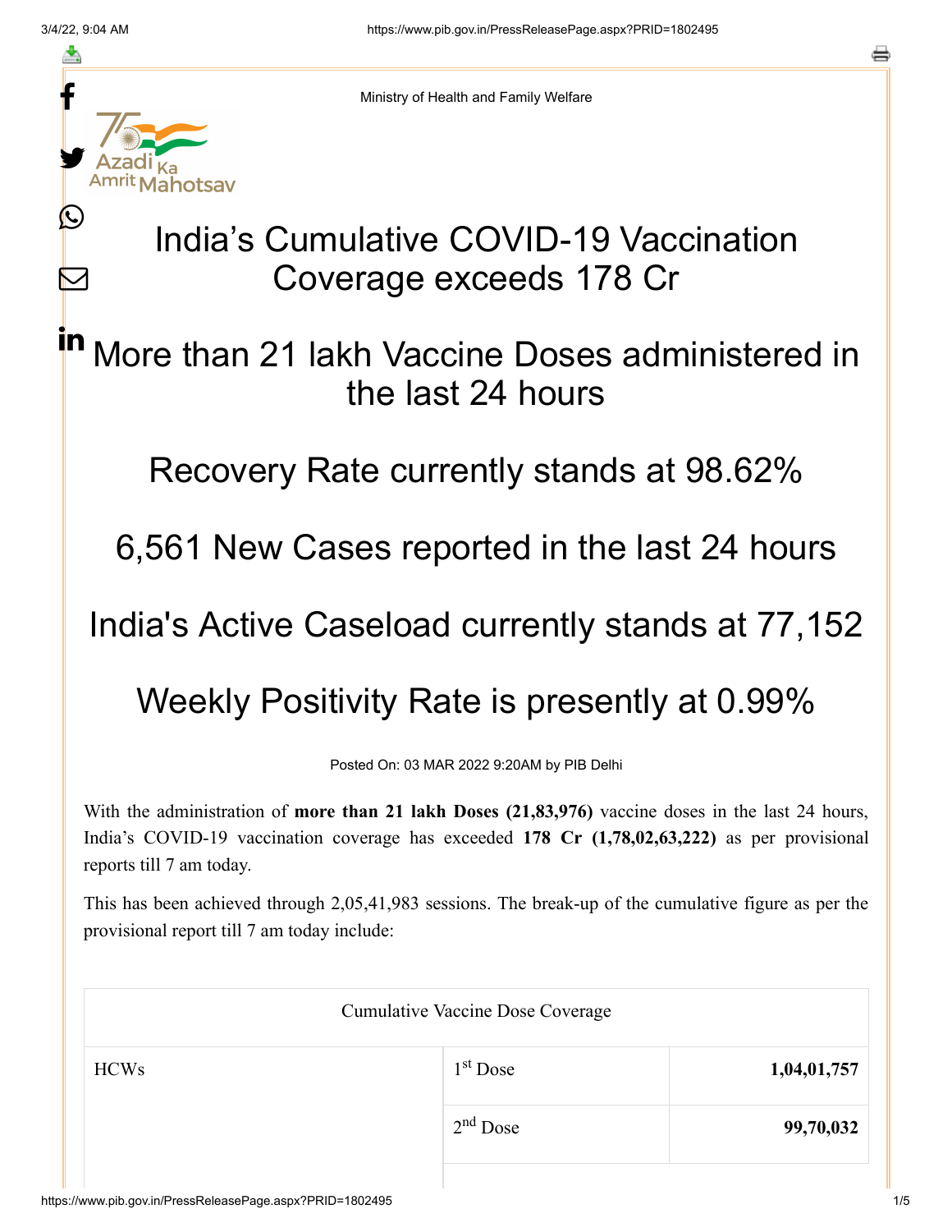Ministry of Health and Family Welfare

# India's Cumulative COVID-19 Vaccination Coverage exceeds 178 Cr

## More than 21 lakh Vaccine Doses administered in the last 24 hours

## Recovery Rate currently stands at 98.62%

## 6,561 New Cases reported in the last 24 hours

## India's Active Caseload currently stands at 77,152

## Weekly Positivity Rate is presently at 0.99%

Posted On: 03 MAR 2022 9:20AM by PIB Delhi

With the administration of **more than 21 lakh Doses (21,83,976)** vaccine doses in the last 24 hours, India's COVID-19 vaccination coverage has exceeded **178 Cr (1,78,02,63,222)** as per provisional reports till 7 am today.

This has been achieved through 2,05,41,983 sessions. The break-up of the cumulative figure as per the provisional report till 7 am today include:

| Cumulative Vaccine Dose Coverage | | |
|---|---|---|
| HCWs | 1st Dose | **1,04,01,757** |
| | 2nd Dose | **99,70,032** |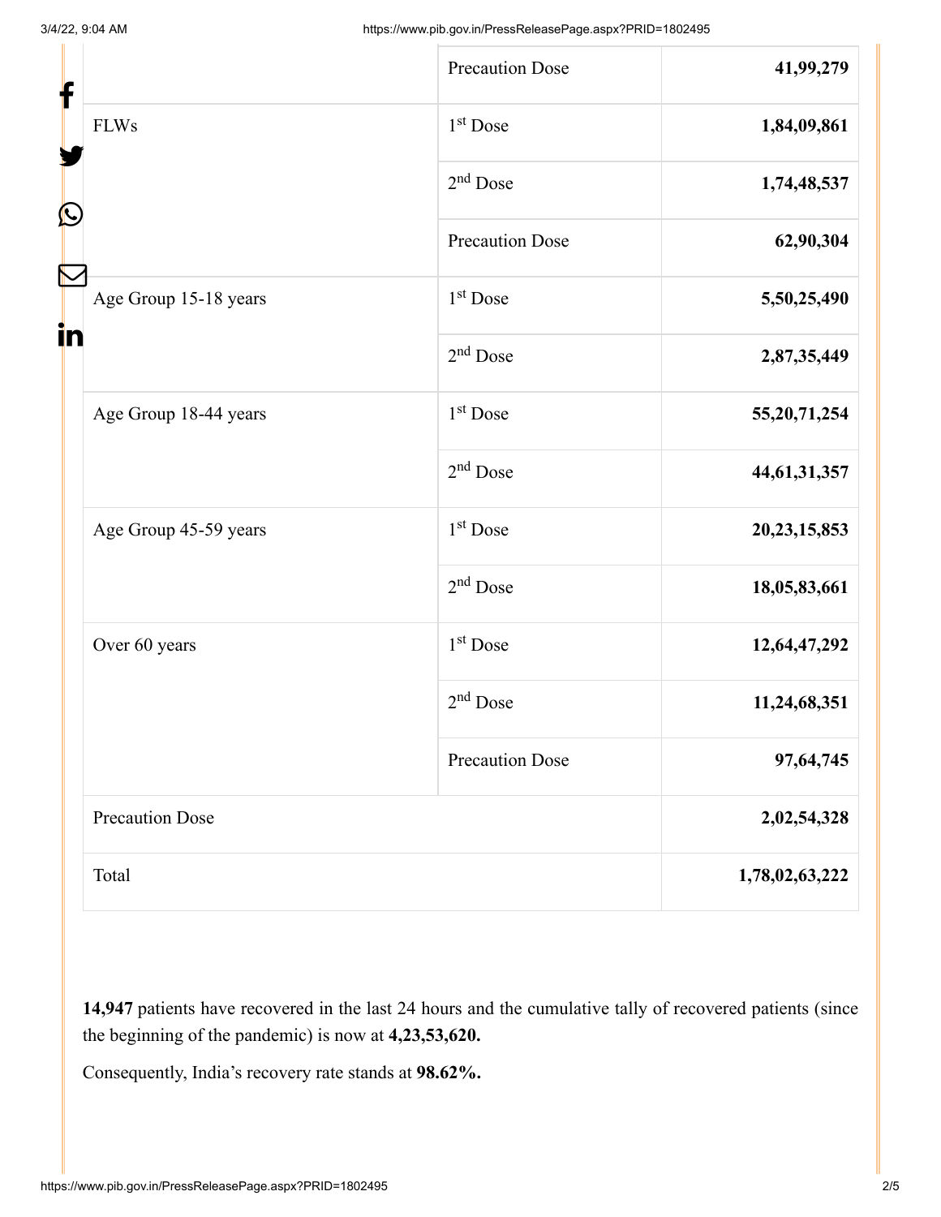| | | |
|---|---|---|
| | Precaution Dose | **41,99,279** |
| FLWs | 1st Dose | **1,84,09,861** |
| | 2nd Dose | **1,74,48,537** |
| | Precaution Dose | **62,90,304** |
| Age Group 15-18 years | 1st Dose | **5,50,25,490** |
| | 2nd Dose | **2,87,35,449** |
| Age Group 18-44 years | 1st Dose | **55,20,71,254** |
| | 2nd Dose | **44,61,31,357** |
| Age Group 45-59 years | 1st Dose | **20,23,15,853** |
| | 2nd Dose | **18,05,83,661** |
| Over 60 years | 1st Dose | **12,64,47,292** |
| | 2nd Dose | **11,24,68,351** |
| | Precaution Dose | **97,64,745** |
| Precaution Dose | | **2,02,54,328** |
| Total | | **1,78,02,63,222** |

**14,947** patients have recovered in the last 24 hours and the cumulative tally of recovered patients (since the beginning of the pandemic) is now at **4,23,53,620.**

Consequently, India's recovery rate stands at **98.62%.**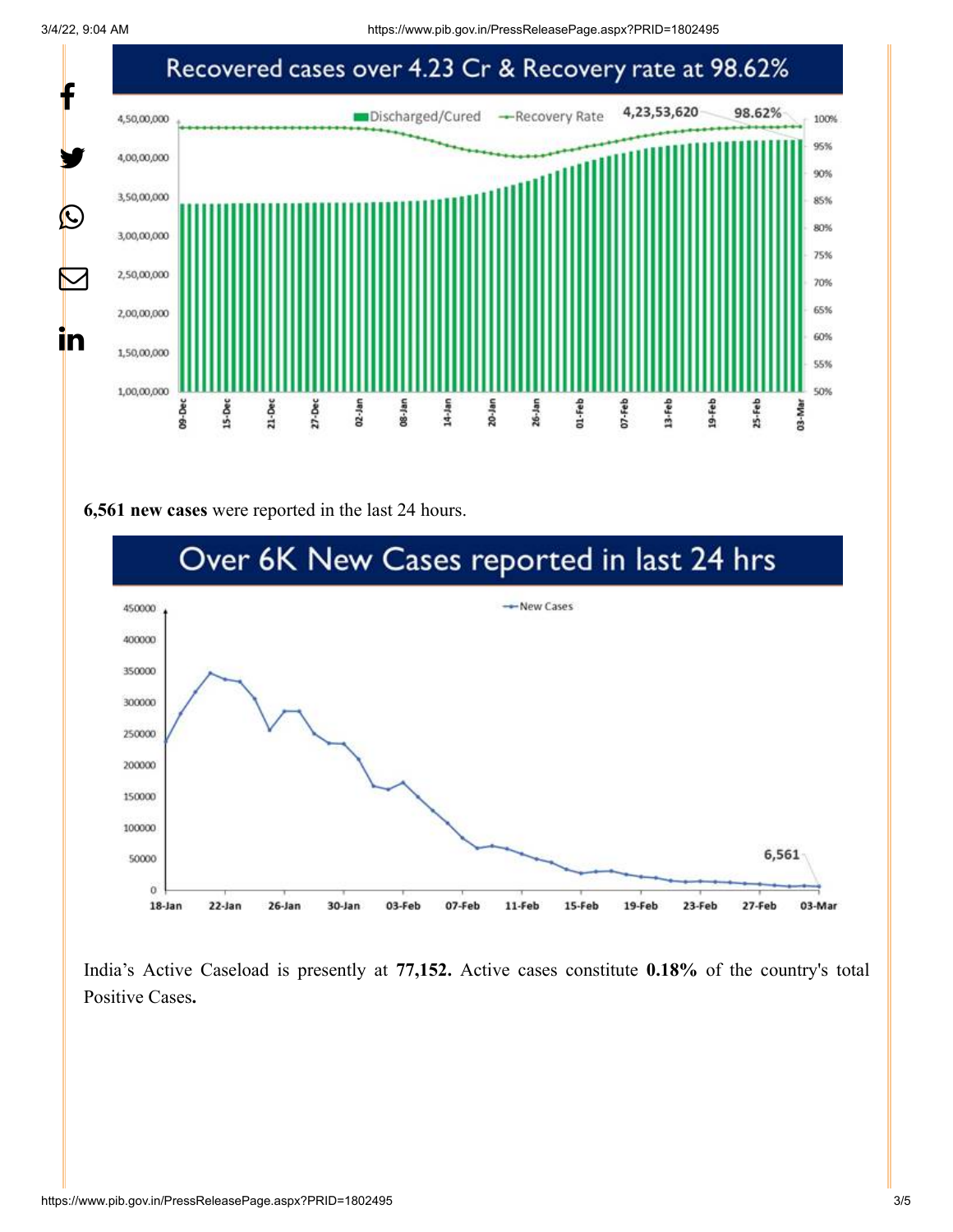Recovered cases over 4.23 Cr & Recovery rate at 98.62%

**6,561 new cases** were reported in the last 24 hours.

Over 6K New Cases reported in last 24 hrs

India's Active Caseload is presently at **77,152.** Active cases constitute **0.18%** of the country's total Positive Cases**.**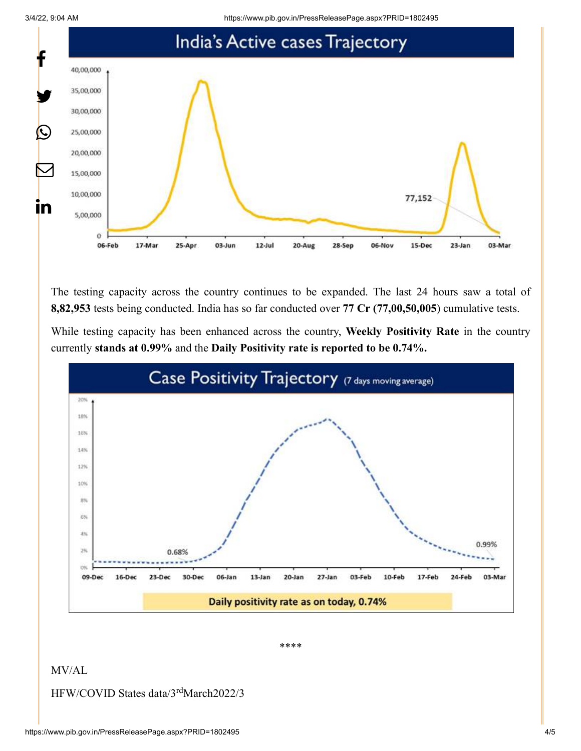The testing capacity across the country continues to be expanded. The last 24 hours saw a total of **8,82,953** tests being conducted. India has so far conducted over **77 Cr (77,00,50,005**) cumulative tests.

While testing capacity has been enhanced across the country, **Weekly Positivity Rate** in the country currently **stands at 0.99%** and the **Daily Positivity rate is reported to be 0.74%.**

\*\*\*\*

MV/AL

HFW/COVID States data/3rdMarch2022/3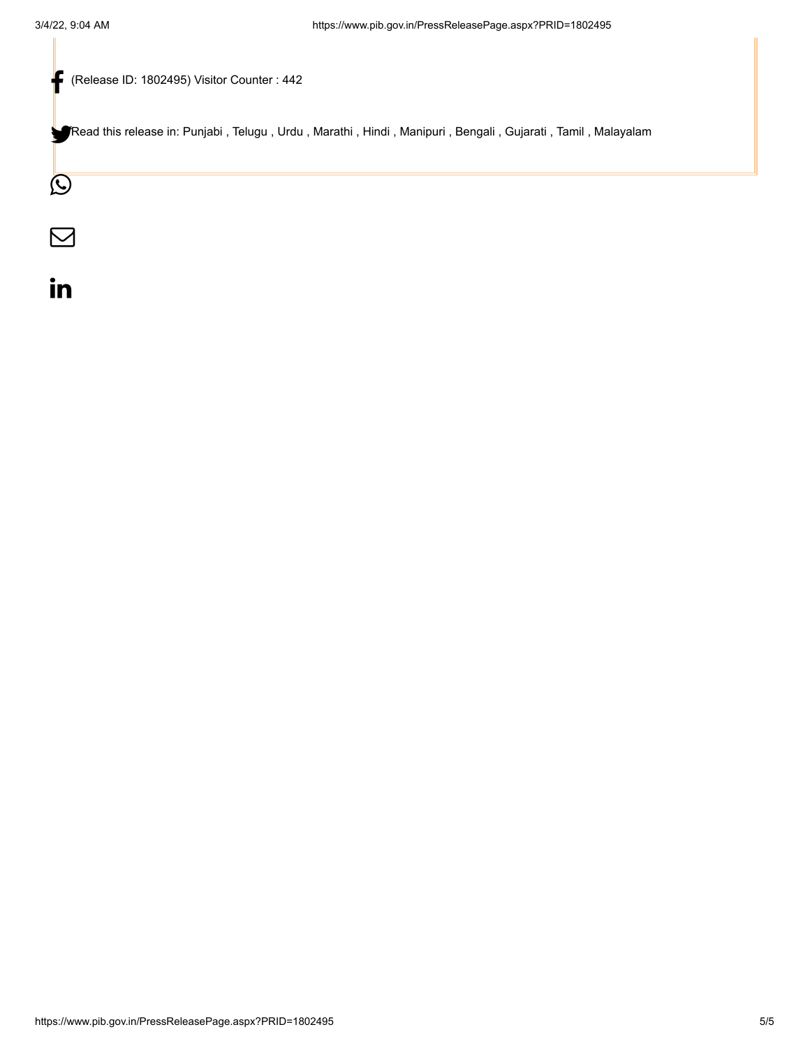(Release ID: 1802495) Visitor Counter : 442

Read this release in: Punjabi , Telugu , Urdu , Marathi , Hindi , Manipuri , Bengali , Gujarati , Tamil , Malayalam